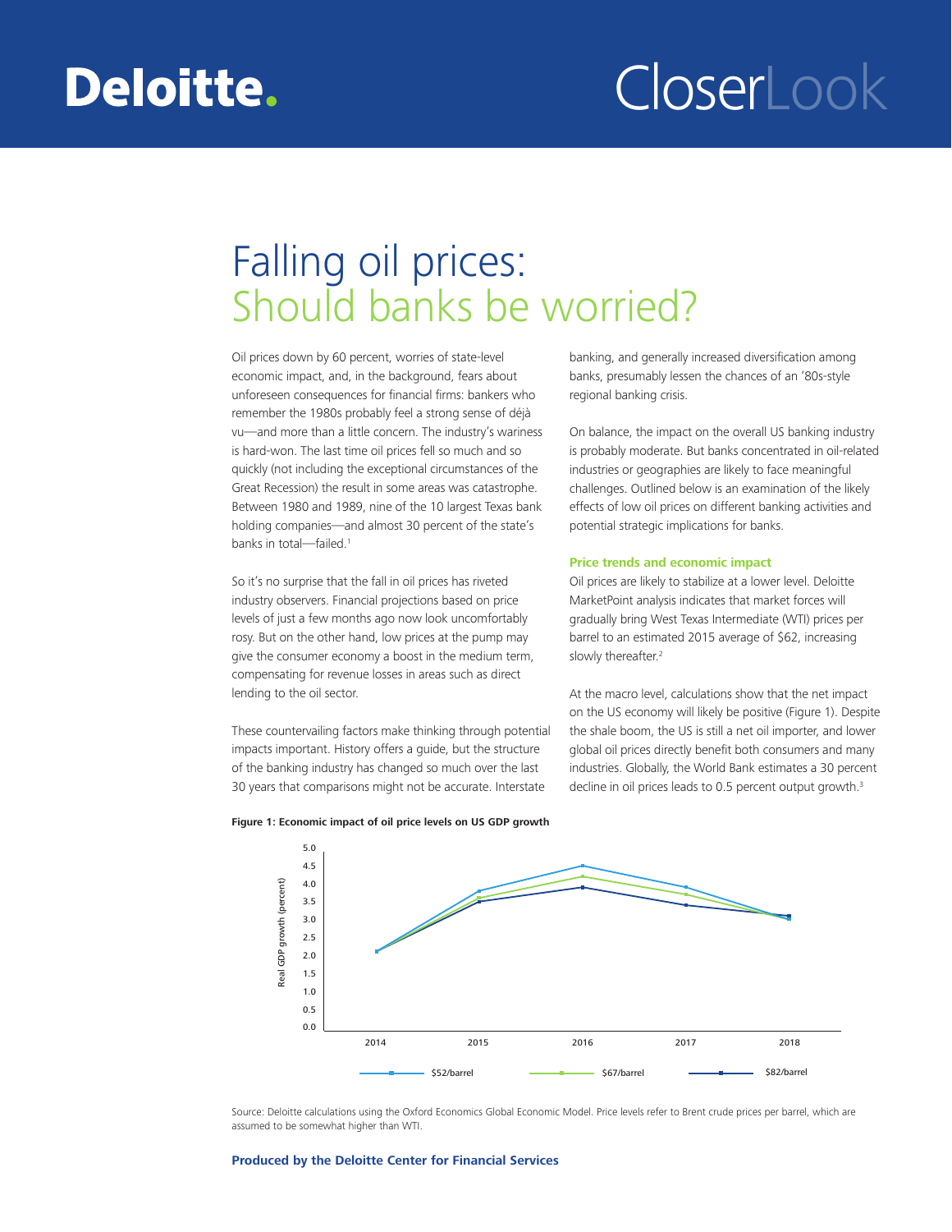Deloitte.

CloserLook

# Falling oil prices: Should banks be worried?

Oil prices down by 60 percent, worries of state-level economic impact, and, in the background, fears about unforeseen consequences for financial firms: bankers who remember the 1980s probably feel a strong sense of déjà vu—and more than a little concern. The industry's wariness is hard-won. The last time oil prices fell so much and so quickly (not including the exceptional circumstances of the Great Recession) the result in some areas was catastrophe. Between 1980 and 1989, nine of the 10 largest Texas bank holding companies—and almost 30 percent of the state's banks in total—failed.[1]

So it's no surprise that the fall in oil prices has riveted industry observers. Financial projections based on price levels of just a few months ago now look uncomfortably rosy. But on the other hand, low prices at the pump may give the consumer economy a boost in the medium term, compensating for revenue losses in areas such as direct lending to the oil sector.

These countervailing factors make thinking through potential impacts important. History offers a guide, but the structure of the banking industry has changed so much over the last 30 years that comparisons might not be accurate. Interstate banking, and generally increased diversification among banks, presumably lessen the chances of an '80s-style regional banking crisis.

On balance, the impact on the overall US banking industry is probably moderate. But banks concentrated in oil-related industries or geographies are likely to face meaningful challenges. Outlined below is an examination of the likely effects of low oil prices on different banking activities and potential strategic implications for banks.

## Price trends and economic impact

Oil prices are likely to stabilize at a lower level. Deloitte MarketPoint analysis indicates that market forces will gradually bring West Texas Intermediate (WTI) prices per barrel to an estimated 2015 average of $62, increasing slowly thereafter.[2]

At the macro level, calculations show that the net impact on the US economy will likely be positive (Figure 1). Despite the shale boom, the US is still a net oil importer, and lower global oil prices directly benefit both consumers and many industries. Globally, the World Bank estimates a 30 percent decline in oil prices leads to 0.5 percent output growth.[3]

**Figure 1: Economic impact of oil price levels on US GDP growth**

Source: Deloitte calculations using the Oxford Economics Global Economic Model. Price levels refer to Brent crude prices per barrel, which are assumed to be somewhat higher than WTI.

**Produced by the Deloitte Center for Financial Services**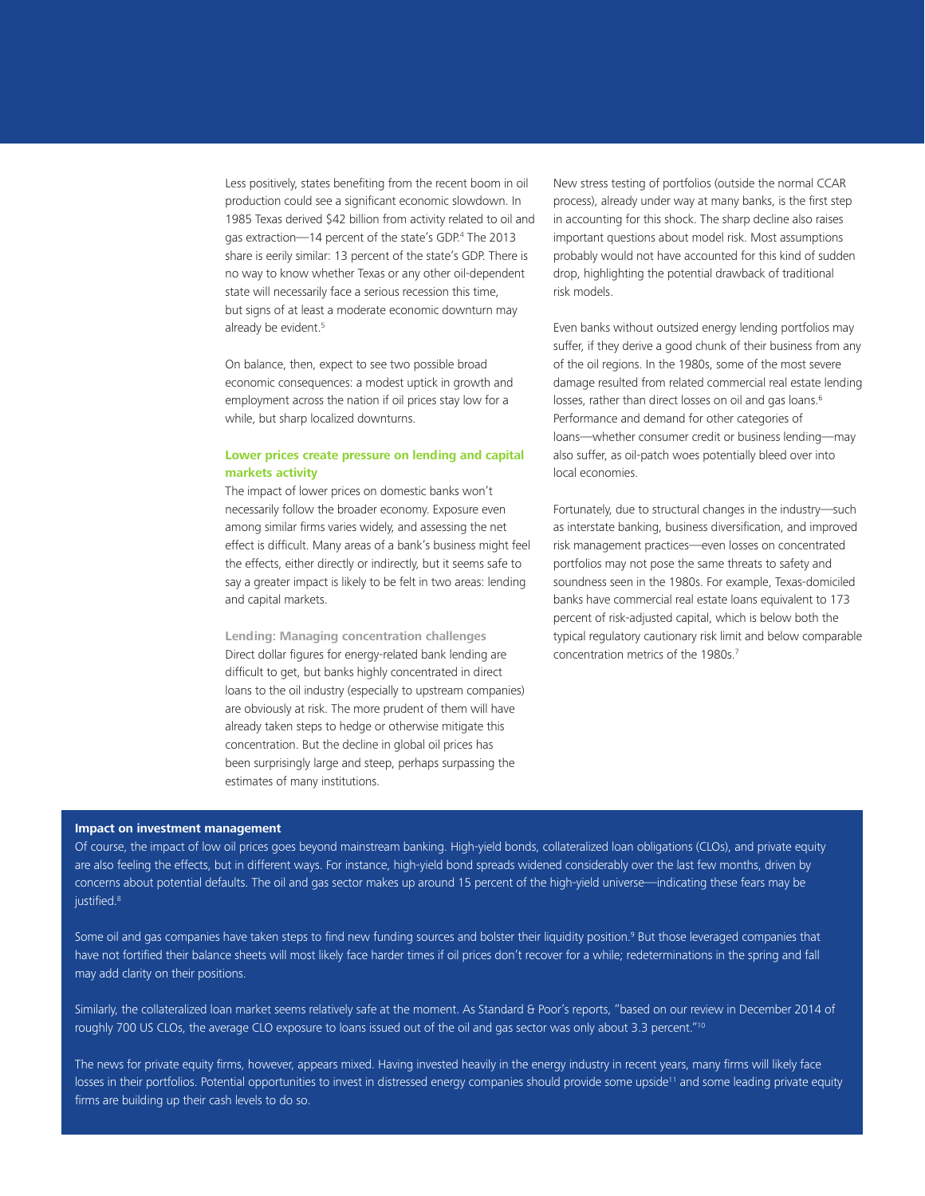Less positively, states benefiting from the recent boom in oil production could see a significant economic slowdown. In 1985 Texas derived $42 billion from activity related to oil and gas extraction—14 percent of the state's GDP.[4] The 2013 share is eerily similar: 13 percent of the state's GDP. There is no way to know whether Texas or any other oil-dependent state will necessarily face a serious recession this time, but signs of at least a moderate economic downturn may already be evident.[5]

On balance, then, expect to see two possible broad economic consequences: a modest uptick in growth and employment across the nation if oil prices stay low for a while, but sharp localized downturns.

### Lower prices create pressure on lending and capital markets activity

The impact of lower prices on domestic banks won't necessarily follow the broader economy. Exposure even among similar firms varies widely, and assessing the net effect is difficult. Many areas of a bank's business might feel the effects, either directly or indirectly, but it seems safe to say a greater impact is likely to be felt in two areas: lending and capital markets.

#### Lending: Managing concentration challenges

Direct dollar figures for energy-related bank lending are difficult to get, but banks highly concentrated in direct loans to the oil industry (especially to upstream companies) are obviously at risk. The more prudent of them will have already taken steps to hedge or otherwise mitigate this concentration. But the decline in global oil prices has been surprisingly large and steep, perhaps surpassing the estimates of many institutions.

New stress testing of portfolios (outside the normal CCAR process), already under way at many banks, is the first step in accounting for this shock. The sharp decline also raises important questions about model risk. Most assumptions probably would not have accounted for this kind of sudden drop, highlighting the potential drawback of traditional risk models.

Even banks without outsized energy lending portfolios may suffer, if they derive a good chunk of their business from any of the oil regions. In the 1980s, some of the most severe damage resulted from related commercial real estate lending losses, rather than direct losses on oil and gas loans.[6] Performance and demand for other categories of loans—whether consumer credit or business lending—may also suffer, as oil-patch woes potentially bleed over into local economies.

Fortunately, due to structural changes in the industry—such as interstate banking, business diversification, and improved risk management practices—even losses on concentrated portfolios may not pose the same threats to safety and soundness seen in the 1980s. For example, Texas-domiciled banks have commercial real estate loans equivalent to 173 percent of risk-adjusted capital, which is below both the typical regulatory cautionary risk limit and below comparable concentration metrics of the 1980s.[7]

**Impact on investment management**

Of course, the impact of low oil prices goes beyond mainstream banking. High-yield bonds, collateralized loan obligations (CLOs), and private equity are also feeling the effects, but in different ways. For instance, high-yield bond spreads widened considerably over the last few months, driven by concerns about potential defaults. The oil and gas sector makes up around 15 percent of the high-yield universe—indicating these fears may be justified.[8]

Some oil and gas companies have taken steps to find new funding sources and bolster their liquidity position.[9] But those leveraged companies that have not fortified their balance sheets will most likely face harder times if oil prices don't recover for a while; redeterminations in the spring and fall may add clarity on their positions.

Similarly, the collateralized loan market seems relatively safe at the moment. As Standard & Poor's reports, "based on our review in December 2014 of roughly 700 US CLOs, the average CLO exposure to loans issued out of the oil and gas sector was only about 3.3 percent."[10]

The news for private equity firms, however, appears mixed. Having invested heavily in the energy industry in recent years, many firms will likely face losses in their portfolios. Potential opportunities to invest in distressed energy companies should provide some upside[11] and some leading private equity firms are building up their cash levels to do so.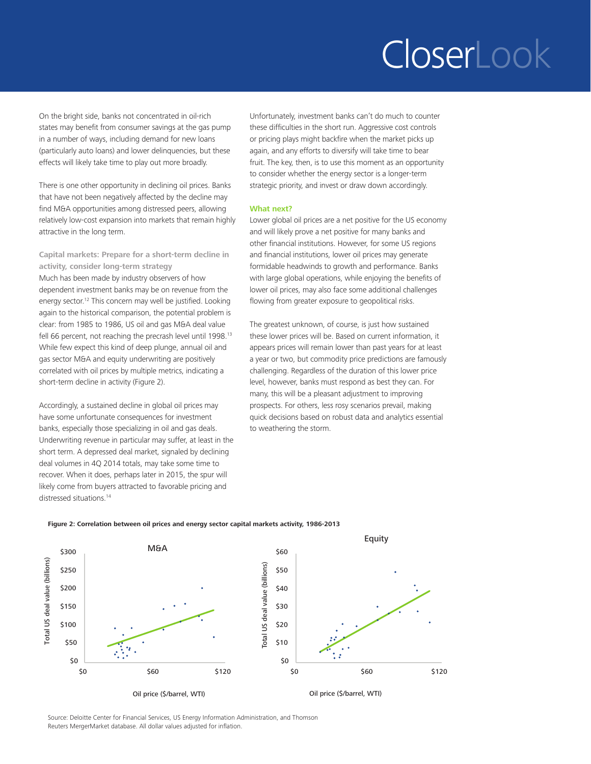On the bright side, banks not concentrated in oil-rich states may benefit from consumer savings at the gas pump in a number of ways, including demand for new loans (particularly auto loans) and lower delinquencies, but these effects will likely take time to play out more broadly.

There is one other opportunity in declining oil prices. Banks that have not been negatively affected by the decline may find M&A opportunities among distressed peers, allowing relatively low-cost expansion into markets that remain highly attractive in the long term.

### Capital markets: Prepare for a short-term decline in activity, consider long-term strategy

Much has been made by industry observers of how dependent investment banks may be on revenue from the energy sector.[12] This concern may well be justified. Looking again to the historical comparison, the potential problem is clear: from 1985 to 1986, US oil and gas M&A deal value fell 66 percent, not reaching the precrash level until 1998.[13] While few expect this kind of deep plunge, annual oil and gas sector M&A and equity underwriting are positively correlated with oil prices by multiple metrics, indicating a short-term decline in activity (Figure 2).

Accordingly, a sustained decline in global oil prices may have some unfortunate consequences for investment banks, especially those specializing in oil and gas deals. Underwriting revenue in particular may suffer, at least in the short term. A depressed deal market, signaled by declining deal volumes in 4Q 2014 totals, may take some time to recover. When it does, perhaps later in 2015, the spur will likely come from buyers attracted to favorable pricing and distressed situations.[14]

Unfortunately, investment banks can't do much to counter these difficulties in the short run. Aggressive cost controls or pricing plays might backfire when the market picks up again, and any efforts to diversify will take time to bear fruit. The key, then, is to use this moment as an opportunity to consider whether the energy sector is a longer-term strategic priority, and invest or draw down accordingly.

### What next?

Lower global oil prices are a net positive for the US economy and will likely prove a net positive for many banks and other financial institutions. However, for some US regions and financial institutions, lower oil prices may generate formidable headwinds to growth and performance. Banks with large global operations, while enjoying the benefits of lower oil prices, may also face some additional challenges flowing from greater exposure to geopolitical risks.

The greatest unknown, of course, is just how sustained these lower prices will be. Based on current information, it appears prices will remain lower than past years for at least a year or two, but commodity price predictions are famously challenging. Regardless of the duration of this lower price level, however, banks must respond as best they can. For many, this will be a pleasant adjustment to improving prospects. For others, less rosy scenarios prevail, making quick decisions based on robust data and analytics essential to weathering the storm.

**Figure 2: Correlation between oil prices and energy sector capital markets activity, 1986-2013**

Source: Deloitte Center for Financial Services, US Energy Information Administration, and Thomson Reuters MergerMarket database. All dollar values adjusted for inflation.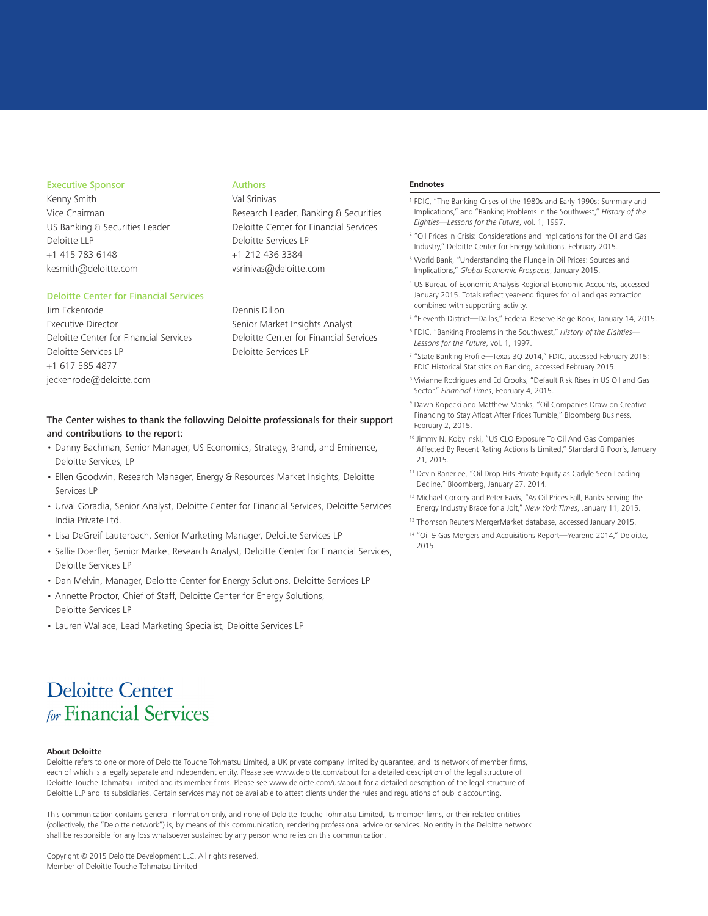### Executive Sponsor

Kenny Smith
Vice Chairman
US Banking & Securities Leader
Deloitte LLP
+1 415 783 6148
kesmith@deloitte.com

### Authors

Val Srinivas
Research Leader, Banking & Securities
Deloitte Center for Financial Services
Deloitte Services LP
+1 212 436 3384
vsrinivas@deloitte.com

### Deloitte Center for Financial Services

Jim Eckenrode
Executive Director
Deloitte Center for Financial Services
Deloitte Services LP
+1 617 585 4877
jeckenrode@deloitte.com

Dennis Dillon
Senior Market Insights Analyst
Deloitte Center for Financial Services
Deloitte Services LP

**The Center wishes to thank the following Deloitte professionals for their support and contributions to the report:**

- Danny Bachman, Senior Manager, US Economics, Strategy, Brand, and Eminence, Deloitte Services, LP
- Ellen Goodwin, Research Manager, Energy & Resources Market Insights, Deloitte Services LP
- Urval Goradia, Senior Analyst, Deloitte Center for Financial Services, Deloitte Services India Private Ltd.
- Lisa DeGreif Lauterbach, Senior Marketing Manager, Deloitte Services LP
- Sallie Doerfler, Senior Market Research Analyst, Deloitte Center for Financial Services, Deloitte Services LP
- Dan Melvin, Manager, Deloitte Center for Energy Solutions, Deloitte Services LP
- Annette Proctor, Chief of Staff, Deloitte Center for Energy Solutions, Deloitte Services LP
- Lauren Wallace, Lead Marketing Specialist, Deloitte Services LP

### Endnotes

[1] FDIC, "The Banking Crises of the 1980s and Early 1990s: Summary and Implications," and "Banking Problems in the Southwest," *History of the Eighties—Lessons for the Future*, vol. 1, 1997.

[2] "Oil Prices in Crisis: Considerations and Implications for the Oil and Gas Industry," Deloitte Center for Energy Solutions, February 2015.

[3] World Bank, "Understanding the Plunge in Oil Prices: Sources and Implications," *Global Economic Prospects*, January 2015.

[4] US Bureau of Economic Analysis Regional Economic Accounts, accessed January 2015. Totals reflect year-end figures for oil and gas extraction combined with supporting activity.

[5] "Eleventh District—Dallas," Federal Reserve Beige Book, January 14, 2015.

[6] FDIC, "Banking Problems in the Southwest," *History of the Eighties—Lessons for the Future*, vol. 1, 1997.

[7] "State Banking Profile—Texas 3Q 2014," FDIC, accessed February 2015; FDIC Historical Statistics on Banking, accessed February 2015.

[8] Vivianne Rodrigues and Ed Crooks, "Default Risk Rises in US Oil and Gas Sector," *Financial Times*, February 4, 2015.

[9] Dawn Kopecki and Matthew Monks, "Oil Companies Draw on Creative Financing to Stay Afloat After Prices Tumble," Bloomberg Business, February 2, 2015.

[10] Jimmy N. Kobylinski, "US CLO Exposure To Oil And Gas Companies Affected By Recent Rating Actions Is Limited," Standard & Poor's, January 21, 2015.

[11] Devin Banerjee, "Oil Drop Hits Private Equity as Carlyle Seen Leading Decline," Bloomberg, January 27, 2014.

[12] Michael Corkery and Peter Eavis, "As Oil Prices Fall, Banks Serving the Energy Industry Brace for a Jolt," *New York Times*, January 11, 2015.

[13] Thomson Reuters MergerMarket database, accessed January 2015.

[14] "Oil & Gas Mergers and Acquisitions Report—Yearend 2014," Deloitte, 2015.

Deloitte Center *for* Financial Services

**About Deloitte**

Deloitte refers to one or more of Deloitte Touche Tohmatsu Limited, a UK private company limited by guarantee, and its network of member firms, each of which is a legally separate and independent entity. Please see www.deloitte.com/about for a detailed description of the legal structure of Deloitte Touche Tohmatsu Limited and its member firms. Please see www.deloitte.com/us/about for a detailed description of the legal structure of Deloitte LLP and its subsidiaries. Certain services may not be available to attest clients under the rules and regulations of public accounting.

This communication contains general information only, and none of Deloitte Touche Tohmatsu Limited, its member firms, or their related entities (collectively, the "Deloitte network") is, by means of this communication, rendering professional advice or services. No entity in the Deloitte network shall be responsible for any loss whatsoever sustained by any person who relies on this communication.

Copyright © 2015 Deloitte Development LLC. All rights reserved.
Member of Deloitte Touche Tohmatsu Limited